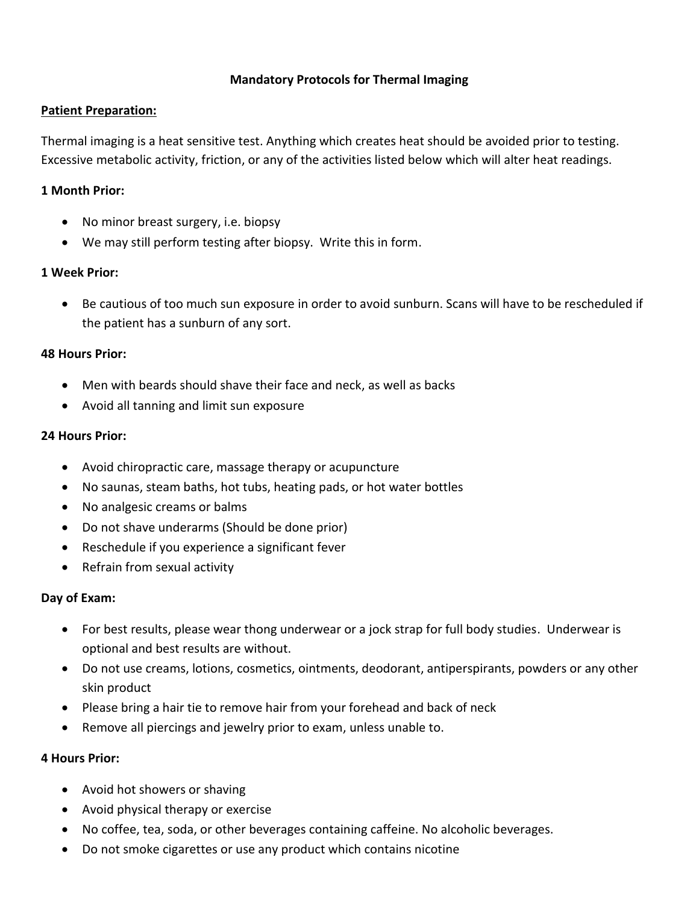# Mandatory Protocols for Thermal Imaging

## Patient Preparation:

Thermal imaging is a heat sensitive test. Anything which creates heat should be avoided prior to testing. Excessive metabolic activity, friction, or any of the activities listed below which will alter heat readings.

### 1 Month Prior:

- No minor breast surgery, i.e. biopsy
- We may still perform testing after biopsy. Write this in form.

### 1 Week Prior:

- Be cautious of too much sun exposure in order to avoid sunburn. Scans will have to be rescheduled if the patient has a sunburn of any sort.

### 48 Hours Prior:

- Men with beards should shave their face and neck, as well as backs
- Avoid all tanning and limit sun exposure

### 24 Hours Prior:

- Avoid chiropractic care, massage therapy or acupuncture
- No saunas, steam baths, hot tubs, heating pads, or hot water bottles
- No analgesic creams or balms
- Do not shave underarms (Should be done prior)
- Reschedule if you experience a significant fever
- Refrain from sexual activity

### Day of Exam:

- For best results, please wear thong underwear or a jock strap for full body studies. Underwear is optional and best results are without.
- Do not use creams, lotions, cosmetics, ointments, deodorant, antiperspirants, powders or any other skin product
- Please bring a hair tie to remove hair from your forehead and back of neck
- Remove all piercings and jewelry prior to exam, unless unable to.

### 4 Hours Prior:

- Avoid hot showers or shaving
- Avoid physical therapy or exercise
- No coffee, tea, soda, or other beverages containing caffeine. No alcoholic beverages.
- Do not smoke cigarettes or use any product which contains nicotine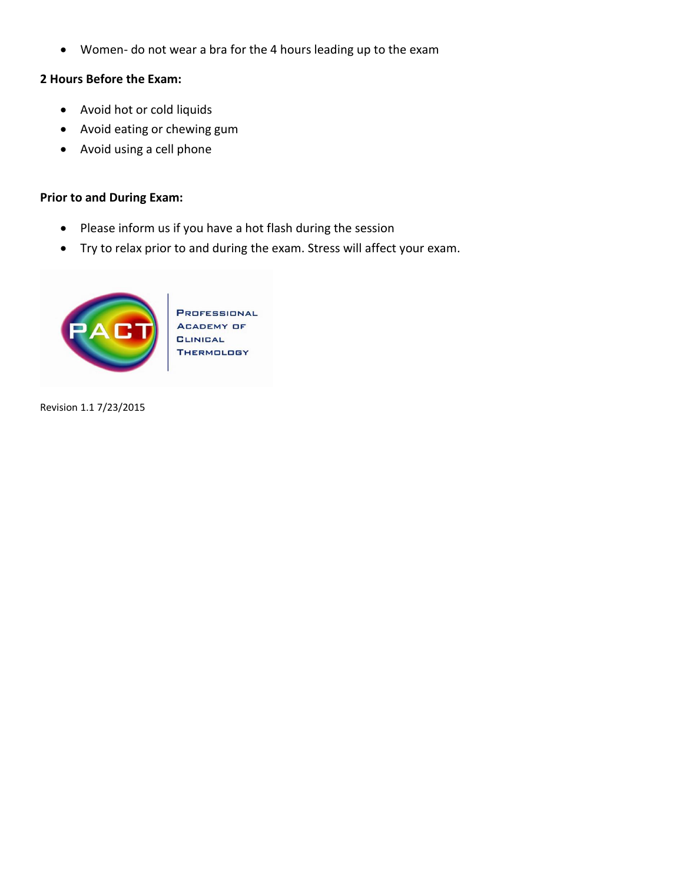- Women- do not wear a bra for the 4 hours leading up to the exam

**2 Hours Before the Exam:**

- Avoid hot or cold liquids
- Avoid eating or chewing gum
- Avoid using a cell phone

**Prior to and During Exam:**

- Please inform us if you have a hot flash during the session
- Try to relax prior to and during the exam. Stress will affect your exam.

PACT

Professional Academy of Clinical Thermology

Revision 1.1 7/23/2015